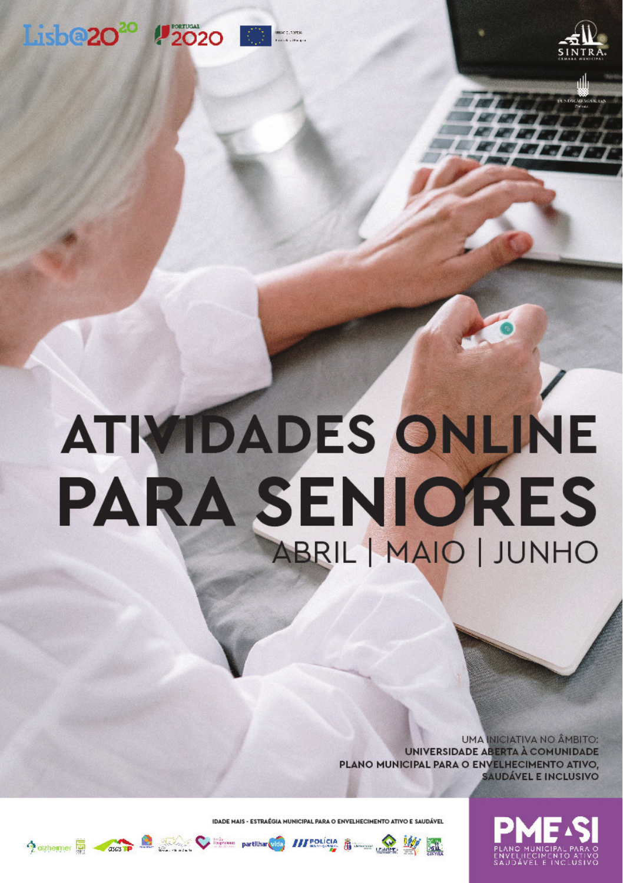# ATIVIDADES ONLINE PARA SENIORES

## ABRIL | MAIO | JUNHO

UMA INICIATIVA NO ÂMBITO:
**UNIVERSIDADE ABERTA À COMUNIDADE**
**PLANO MUNICIPAL PARA O ENVELHECIMENTO ATIVO, SAUDÁVEL E INCLUSIVO**

IDADE MAIS - ESTRATÉGIA MUNICIPAL PARA O ENVELHECIMENTO ATIVO E SAUDÁVEL

**PME+SI**
PLANO MUNICIPAL PARA O ENVELHECIMENTO ATIVO SAUDÁVEL E INCLUSIVO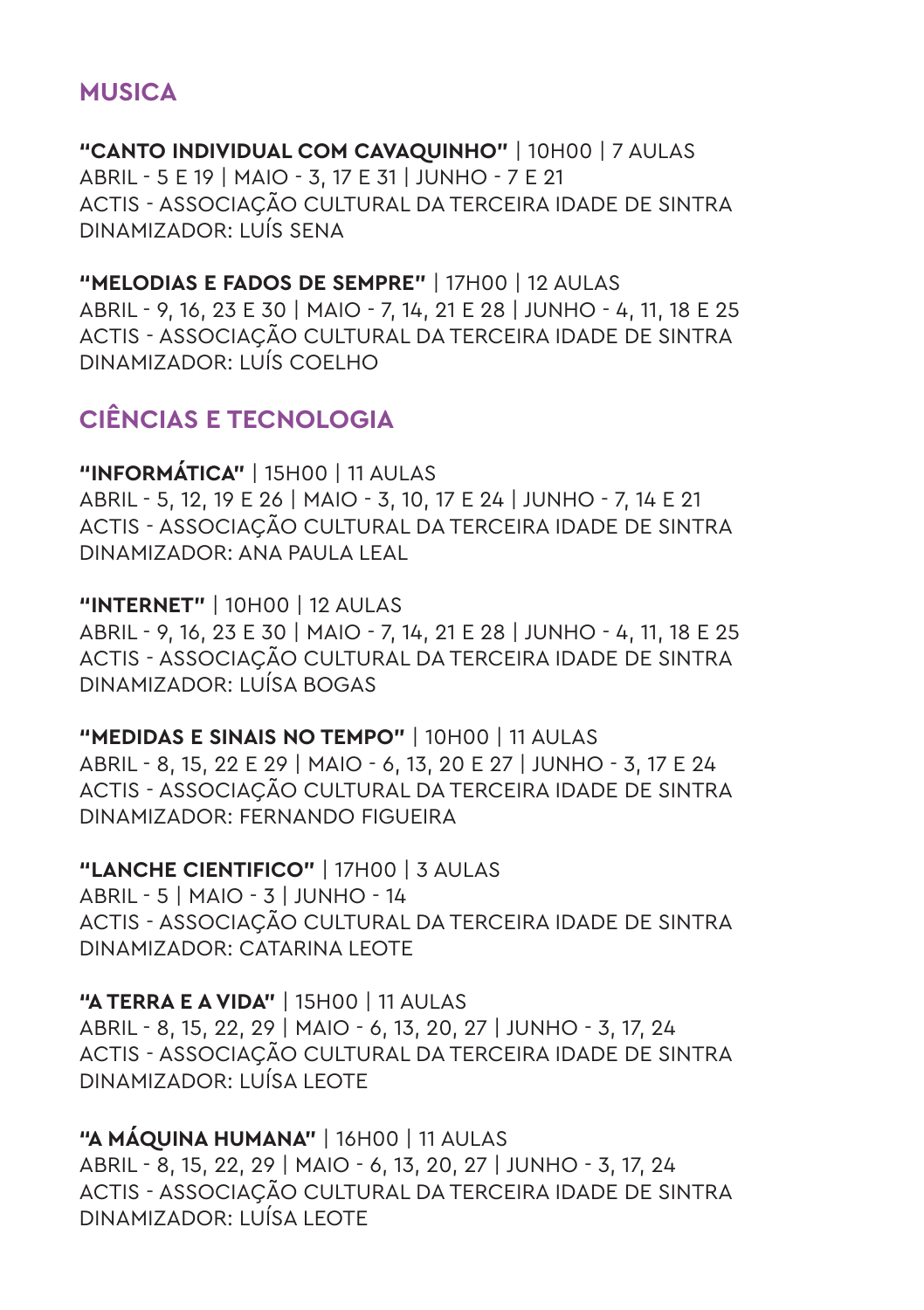## MUSICA

**"CANTO INDIVIDUAL COM CAVAQUINHO"** | 10H00 | 7 AULAS
ABRIL - 5 E 19 | MAIO - 3, 17 E 31 | JUNHO - 7 E 21
ACTIS - ASSOCIAÇÃO CULTURAL DA TERCEIRA IDADE DE SINTRA
DINAMIZADOR: LUÍS SENA

**"MELODIAS E FADOS DE SEMPRE"** | 17H00 | 12 AULAS
ABRIL - 9, 16, 23 E 30 | MAIO - 7, 14, 21 E 28 | JUNHO - 4, 11, 18 E 25
ACTIS - ASSOCIAÇÃO CULTURAL DA TERCEIRA IDADE DE SINTRA
DINAMIZADOR: LUÍS COELHO

## CIÊNCIAS E TECNOLOGIA

**"INFORMÁTICA"** | 15H00 | 11 AULAS
ABRIL - 5, 12, 19 E 26 | MAIO - 3, 10, 17 E 24 | JUNHO - 7, 14 E 21
ACTIS - ASSOCIAÇÃO CULTURAL DA TERCEIRA IDADE DE SINTRA
DINAMIZADOR: ANA PAULA LEAL

**"INTERNET"** | 10H00 | 12 AULAS
ABRIL - 9, 16, 23 E 30 | MAIO - 7, 14, 21 E 28 | JUNHO - 4, 11, 18 E 25
ACTIS - ASSOCIAÇÃO CULTURAL DA TERCEIRA IDADE DE SINTRA
DINAMIZADOR: LUÍSA BOGAS

**"MEDIDAS E SINAIS NO TEMPO"** | 10H00 | 11 AULAS
ABRIL - 8, 15, 22 E 29 | MAIO - 6, 13, 20 E 27 | JUNHO - 3, 17 E 24
ACTIS - ASSOCIAÇÃO CULTURAL DA TERCEIRA IDADE DE SINTRA
DINAMIZADOR: FERNANDO FIGUEIRA

**"LANCHE CIENTIFICO"** | 17H00 | 3 AULAS
ABRIL - 5 | MAIO - 3 | JUNHO - 14
ACTIS - ASSOCIAÇÃO CULTURAL DA TERCEIRA IDADE DE SINTRA
DINAMIZADOR: CATARINA LEOTE

**"A TERRA E A VIDA"** | 15H00 | 11 AULAS
ABRIL - 8, 15, 22, 29 | MAIO - 6, 13, 20, 27 | JUNHO - 3, 17, 24
ACTIS - ASSOCIAÇÃO CULTURAL DA TERCEIRA IDADE DE SINTRA
DINAMIZADOR: LUÍSA LEOTE

**"A MÁQUINA HUMANA"** | 16H00 | 11 AULAS
ABRIL - 8, 15, 22, 29 | MAIO - 6, 13, 20, 27 | JUNHO - 3, 17, 24
ACTIS - ASSOCIAÇÃO CULTURAL DA TERCEIRA IDADE DE SINTRA
DINAMIZADOR: LUÍSA LEOTE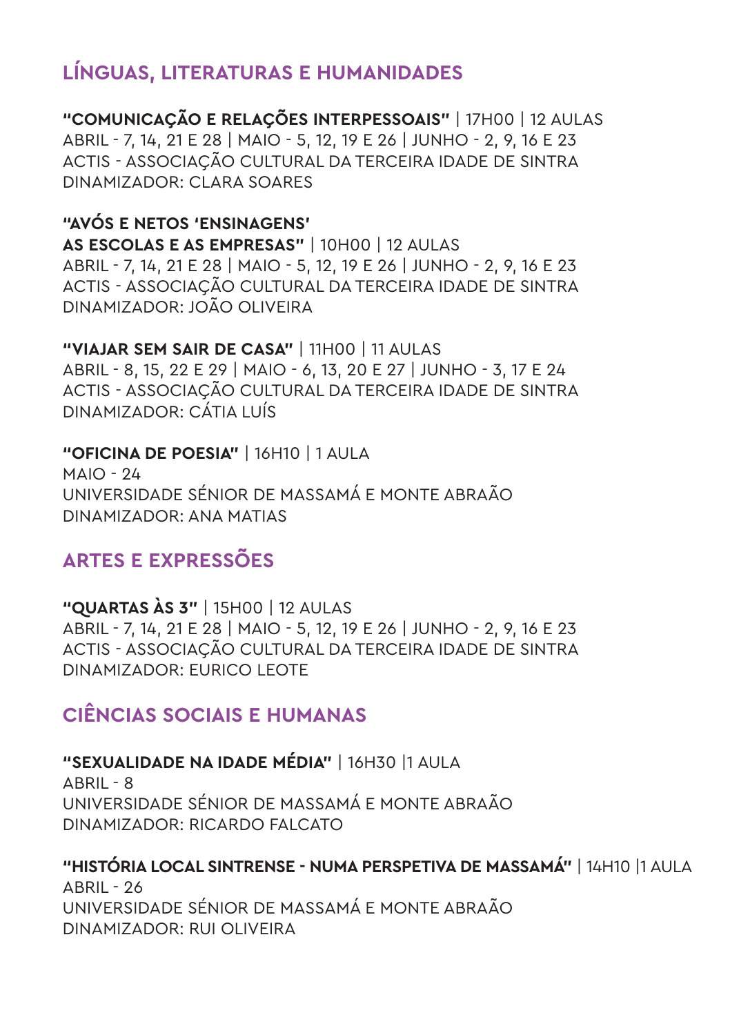## LÍNGUAS, LITERATURAS E HUMANIDADES

**"COMUNICAÇÃO E RELAÇÕES INTERPESSOAIS"** | 17H00 | 12 AULAS
ABRIL - 7, 14, 21 E 28 | MAIO - 5, 12, 19 E 26 | JUNHO - 2, 9, 16 E 23
ACTIS - ASSOCIAÇÃO CULTURAL DA TERCEIRA IDADE DE SINTRA
DINAMIZADOR: CLARA SOARES

**"AVÓS E NETOS 'ENSINAGENS'
AS ESCOLAS E AS EMPRESAS"** | 10H00 | 12 AULAS
ABRIL - 7, 14, 21 E 28 | MAIO - 5, 12, 19 E 26 | JUNHO - 2, 9, 16 E 23
ACTIS - ASSOCIAÇÃO CULTURAL DA TERCEIRA IDADE DE SINTRA
DINAMIZADOR: JOÃO OLIVEIRA

**"VIAJAR SEM SAIR DE CASA"** | 11H00 | 11 AULAS
ABRIL - 8, 15, 22 E 29 | MAIO - 6, 13, 20 E 27 | JUNHO - 3, 17 E 24
ACTIS - ASSOCIAÇÃO CULTURAL DA TERCEIRA IDADE DE SINTRA
DINAMIZADOR: CÁTIA LUÍS

**"OFICINA DE POESIA"** | 16H10 | 1 AULA
MAIO - 24
UNIVERSIDADE SÉNIOR DE MASSAMÁ E MONTE ABRAÃO
DINAMIZADOR: ANA MATIAS

## ARTES E EXPRESSÕES

**"QUARTAS ÀS 3"** | 15H00 | 12 AULAS
ABRIL - 7, 14, 21 E 28 | MAIO - 5, 12, 19 E 26 | JUNHO - 2, 9, 16 E 23
ACTIS - ASSOCIAÇÃO CULTURAL DA TERCEIRA IDADE DE SINTRA
DINAMIZADOR: EURICO LEOTE

## CIÊNCIAS SOCIAIS E HUMANAS

**"SEXUALIDADE NA IDADE MÉDIA"** | 16H30 |1 AULA
ABRIL - 8
UNIVERSIDADE SÉNIOR DE MASSAMÁ E MONTE ABRAÃO
DINAMIZADOR: RICARDO FALCATO

**"HISTÓRIA LOCAL SINTRENSE - NUMA PERSPETIVA DE MASSAMÁ"** | 14H10 |1 AULA
ABRIL - 26
UNIVERSIDADE SÉNIOR DE MASSAMÁ E MONTE ABRAÃO
DINAMIZADOR: RUI OLIVEIRA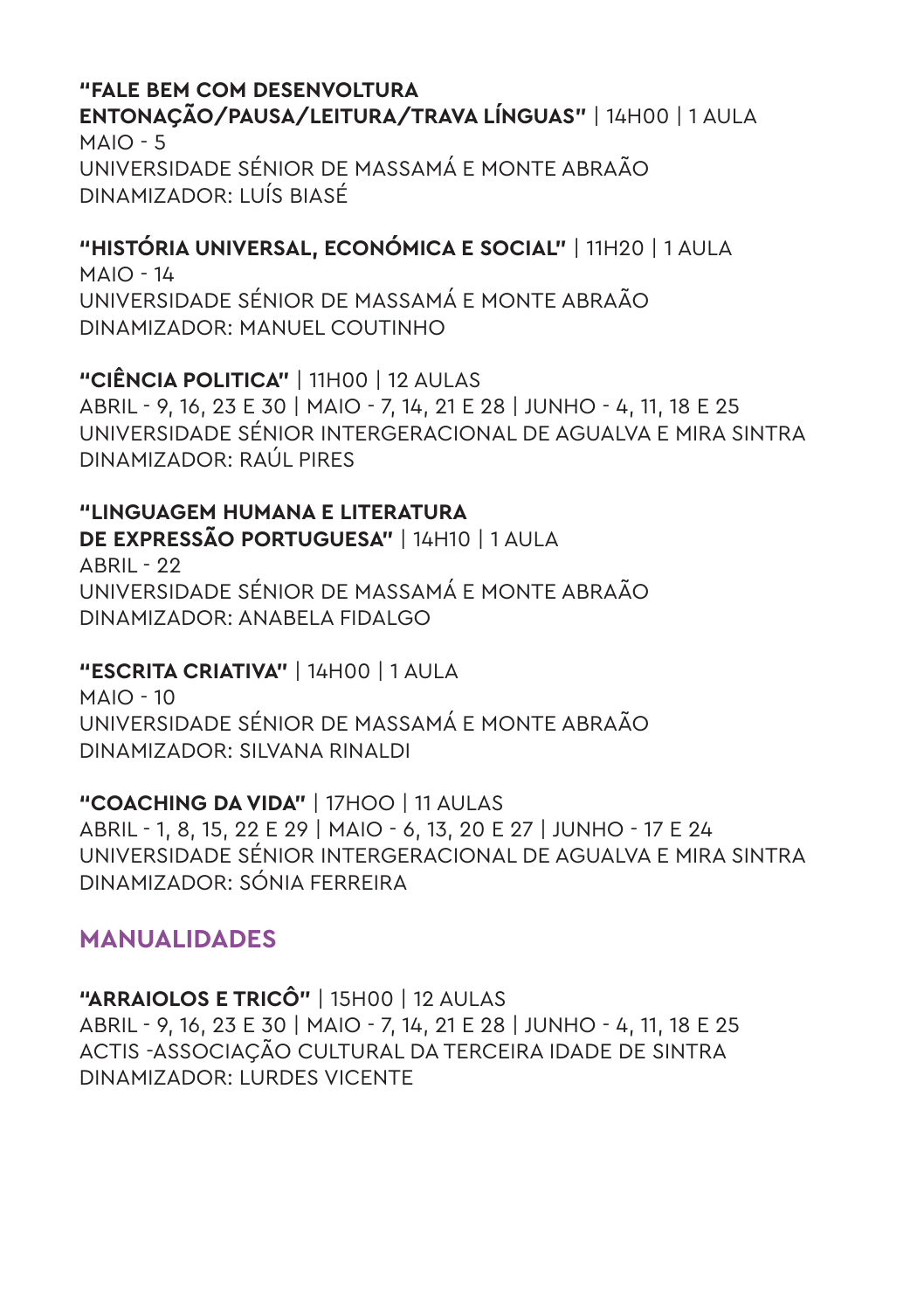**"FALE BEM COM DESENVOLTURA ENTONAÇÃO/PAUSA/LEITURA/TRAVA LÍNGUAS"** | 14H00 | 1 AULA
MAIO - 5
UNIVERSIDADE SÉNIOR DE MASSAMÁ E MONTE ABRAÃO
DINAMIZADOR: LUÍS BIASÉ

**"HISTÓRIA UNIVERSAL, ECONÓMICA E SOCIAL"** | 11H20 | 1 AULA
MAIO - 14
UNIVERSIDADE SÉNIOR DE MASSAMÁ E MONTE ABRAÃO
DINAMIZADOR: MANUEL COUTINHO

**"CIÊNCIA POLITICA"** | 11H00 | 12 AULAS
ABRIL - 9, 16, 23 E 30 | MAIO - 7, 14, 21 E 28 | JUNHO - 4, 11, 18 E 25
UNIVERSIDADE SÉNIOR INTERGERACIONAL DE AGUALVA E MIRA SINTRA
DINAMIZADOR: RAÚL PIRES

**"LINGUAGEM HUMANA E LITERATURA DE EXPRESSÃO PORTUGUESA"** | 14H10 | 1 AULA
ABRIL - 22
UNIVERSIDADE SÉNIOR DE MASSAMÁ E MONTE ABRAÃO
DINAMIZADOR: ANABELA FIDALGO

**"ESCRITA CRIATIVA"** | 14H00 | 1 AULA
MAIO - 10
UNIVERSIDADE SÉNIOR DE MASSAMÁ E MONTE ABRAÃO
DINAMIZADOR: SILVANA RINALDI

**"COACHING DA VIDA"** | 17HOO | 11 AULAS
ABRIL - 1, 8, 15, 22 E 29 | MAIO - 6, 13, 20 E 27 | JUNHO - 17 E 24
UNIVERSIDADE SÉNIOR INTERGERACIONAL DE AGUALVA E MIRA SINTRA
DINAMIZADOR: SÓNIA FERREIRA

## MANUALIDADES

**"ARRAIOLOS E TRICÔ"** | 15H00 | 12 AULAS
ABRIL - 9, 16, 23 E 30 | MAIO - 7, 14, 21 E 28 | JUNHO - 4, 11, 18 E 25
ACTIS -ASSOCIAÇÃO CULTURAL DA TERCEIRA IDADE DE SINTRA
DINAMIZADOR: LURDES VICENTE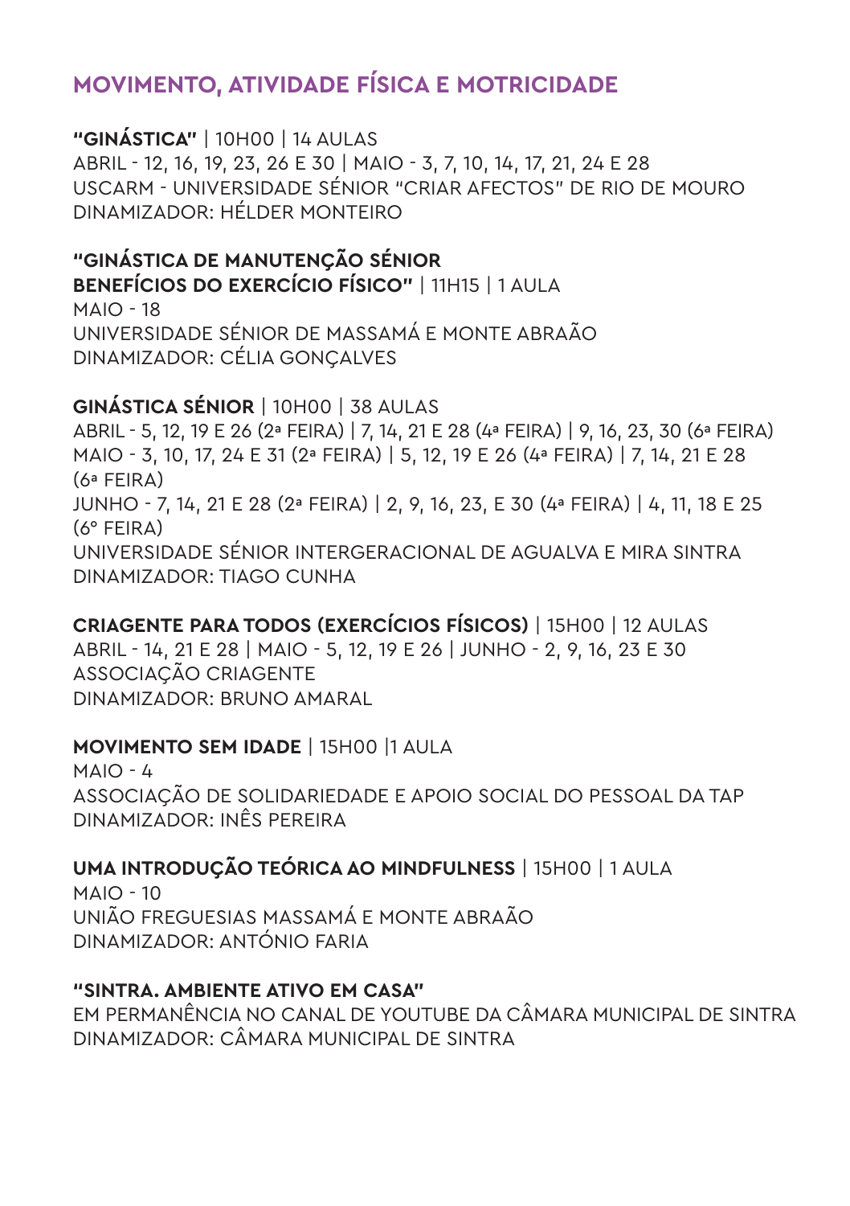## MOVIMENTO, ATIVIDADE FÍSICA E MOTRICIDADE

**"GINÁSTICA"** | 10H00 | 14 AULAS
ABRIL - 12, 16, 19, 23, 26 E 30 | MAIO - 3, 7, 10, 14, 17, 21, 24 E 28
USCARM - UNIVERSIDADE SÉNIOR "CRIAR AFECTOS" DE RIO DE MOURO
DINAMIZADOR: HÉLDER MONTEIRO

**"GINÁSTICA DE MANUTENÇÃO SÉNIOR BENEFÍCIOS DO EXERCÍCIO FÍSICO"** | 11H15 | 1 AULA
MAIO - 18
UNIVERSIDADE SÉNIOR DE MASSAMÁ E MONTE ABRAÃO
DINAMIZADOR: CÉLIA GONÇALVES

**GINÁSTICA SÉNIOR** | 10H00 | 38 AULAS
ABRIL - 5, 12, 19 E 26 (2ª FEIRA) | 7, 14, 21 E 28 (4ª FEIRA) | 9, 16, 23, 30 (6ª FEIRA)
MAIO - 3, 10, 17, 24 E 31 (2ª FEIRA) | 5, 12, 19 E 26 (4ª FEIRA) | 7, 14, 21 E 28 (6ª FEIRA)
JUNHO - 7, 14, 21 E 28 (2ª FEIRA) | 2, 9, 16, 23, E 30 (4ª FEIRA) | 4, 11, 18 E 25 (6º FEIRA)
UNIVERSIDADE SÉNIOR INTERGERACIONAL DE AGUALVA E MIRA SINTRA
DINAMIZADOR: TIAGO CUNHA

**CRIAGENTE PARA TODOS (EXERCÍCIOS FÍSICOS)** | 15H00 | 12 AULAS
ABRIL - 14, 21 E 28 | MAIO - 5, 12, 19 E 26 | JUNHO - 2, 9, 16, 23 E 30
ASSOCIAÇÃO CRIAGENTE
DINAMIZADOR: BRUNO AMARAL

**MOVIMENTO SEM IDADE** | 15H00 |1 AULA
MAIO - 4
ASSOCIAÇÃO DE SOLIDARIEDADE E APOIO SOCIAL DO PESSOAL DA TAP
DINAMIZADOR: INÊS PEREIRA

**UMA INTRODUÇÃO TEÓRICA AO MINDFULNESS** | 15H00 | 1 AULA
MAIO - 10
UNIÃO FREGUESIAS MASSAMÁ E MONTE ABRAÃO
DINAMIZADOR: ANTÓNIO FARIA

**"SINTRA. AMBIENTE ATIVO EM CASA"**
EM PERMANÊNCIA NO CANAL DE YOUTUBE DA CÂMARA MUNICIPAL DE SINTRA
DINAMIZADOR: CÂMARA MUNICIPAL DE SINTRA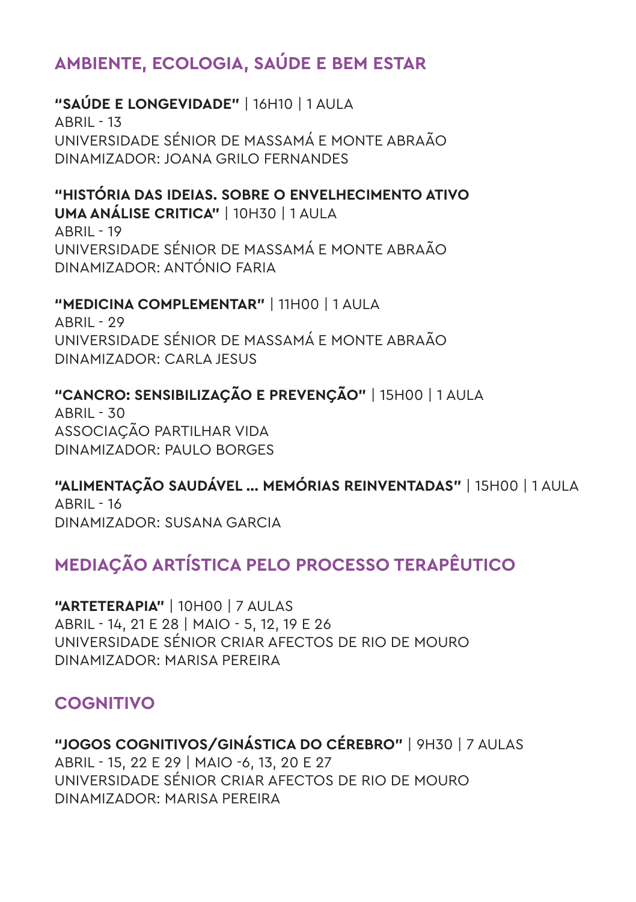## AMBIENTE, ECOLOGIA, SAÚDE E BEM ESTAR

**"SAÚDE E LONGEVIDADE"** | 16H10 | 1 AULA
ABRIL - 13
UNIVERSIDADE SÉNIOR DE MASSAMÁ E MONTE ABRAÃO
DINAMIZADOR: JOANA GRILO FERNANDES

**"HISTÓRIA DAS IDEIAS. SOBRE O ENVELHECIMENTO ATIVO UMA ANÁLISE CRITICA"** | 10H30 | 1 AULA
ABRIL - 19
UNIVERSIDADE SÉNIOR DE MASSAMÁ E MONTE ABRAÃO
DINAMIZADOR: ANTÓNIO FARIA

**"MEDICINA COMPLEMENTAR"** | 11H00 | 1 AULA
ABRIL - 29
UNIVERSIDADE SÉNIOR DE MASSAMÁ E MONTE ABRAÃO
DINAMIZADOR: CARLA JESUS

**"CANCRO: SENSIBILIZAÇÃO E PREVENÇÃO"** | 15H00 | 1 AULA
ABRIL - 30
ASSOCIAÇÃO PARTILHAR VIDA
DINAMIZADOR: PAULO BORGES

**"ALIMENTAÇÃO SAUDÁVEL ... MEMÓRIAS REINVENTADAS"** | 15H00 | 1 AULA
ABRIL - 16
DINAMIZADOR: SUSANA GARCIA

## MEDIAÇÃO ARTÍSTICA PELO PROCESSO TERAPÊUTICO

**"ARTETERAPIA"** | 10H00 | 7 AULAS
ABRIL - 14, 21 E 28 | MAIO - 5, 12, 19 E 26
UNIVERSIDADE SÉNIOR CRIAR AFECTOS DE RIO DE MOURO
DINAMIZADOR: MARISA PEREIRA

## COGNITIVO

**"JOGOS COGNITIVOS/GINÁSTICA DO CÉREBRO"** | 9H30 | 7 AULAS
ABRIL - 15, 22 E 29 | MAIO -6, 13, 20 E 27
UNIVERSIDADE SÉNIOR CRIAR AFECTOS DE RIO DE MOURO
DINAMIZADOR: MARISA PEREIRA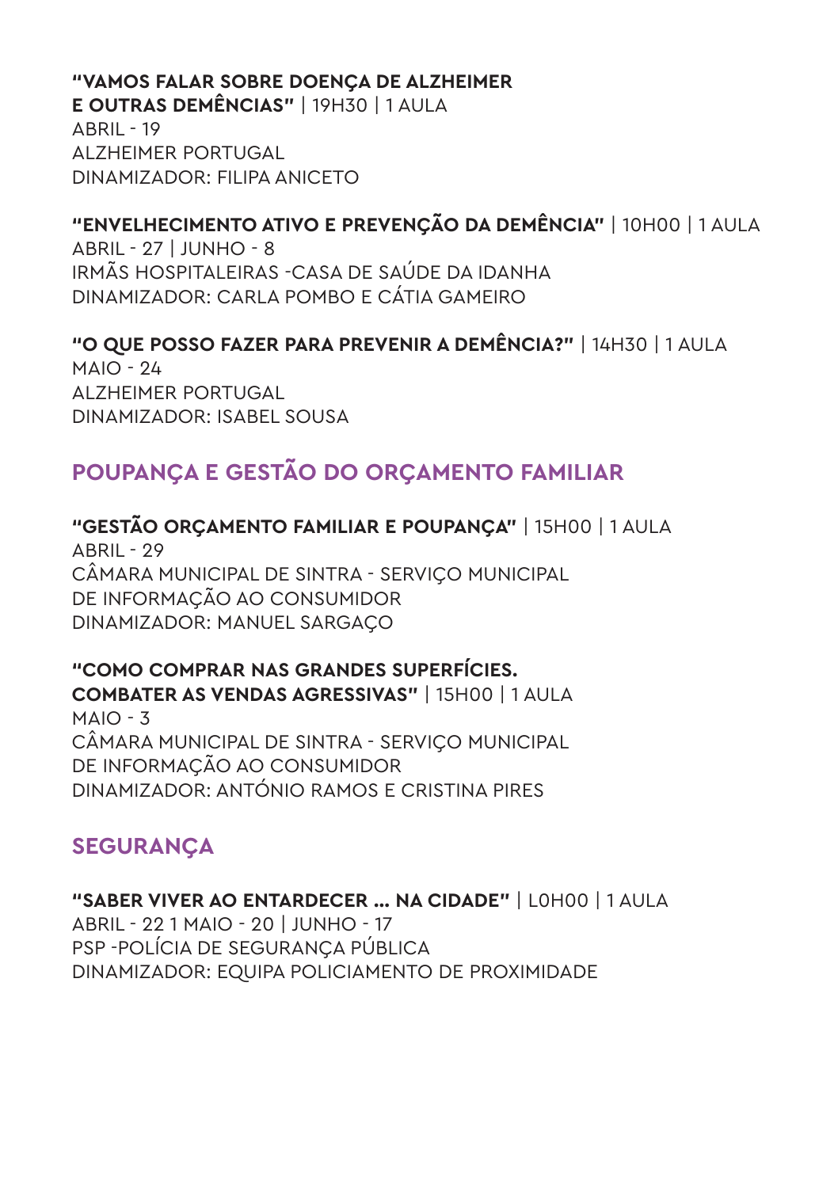**"VAMOS FALAR SOBRE DOENÇA DE ALZHEIMER E OUTRAS DEMÊNCIAS"** | 19H30 | 1 AULA
ABRIL - 19
ALZHEIMER PORTUGAL
DINAMIZADOR: FILIPA ANICETO

**"ENVELHECIMENTO ATIVO E PREVENÇÃO DA DEMÊNCIA"** | 10H00 | 1 AULA
ABRIL - 27 | JUNHO - 8
IRMÃS HOSPITALEIRAS -CASA DE SAÚDE DA IDANHA
DINAMIZADOR: CARLA POMBO E CÁTIA GAMEIRO

**"O QUE POSSO FAZER PARA PREVENIR A DEMÊNCIA?"** | 14H30 | 1 AULA
MAIO - 24
ALZHEIMER PORTUGAL
DINAMIZADOR: ISABEL SOUSA

## POUPANÇA E GESTÃO DO ORÇAMENTO FAMILIAR

**"GESTÃO ORÇAMENTO FAMILIAR E POUPANÇA"** | 15H00 | 1 AULA
ABRIL - 29
CÂMARA MUNICIPAL DE SINTRA - SERVIÇO MUNICIPAL DE INFORMAÇÃO AO CONSUMIDOR
DINAMIZADOR: MANUEL SARGAÇO

**"COMO COMPRAR NAS GRANDES SUPERFÍCIES. COMBATER AS VENDAS AGRESSIVAS"** | 15H00 | 1 AULA
MAIO - 3
CÂMARA MUNICIPAL DE SINTRA - SERVIÇO MUNICIPAL DE INFORMAÇÃO AO CONSUMIDOR
DINAMIZADOR: ANTÓNIO RAMOS E CRISTINA PIRES

## SEGURANÇA

**"SABER VIVER AO ENTARDECER ... NA CIDADE"** | L0H00 | 1 AULA
ABRIL - 22 1 MAIO - 20 | JUNHO - 17
PSP -POLÍCIA DE SEGURANÇA PÚBLICA
DINAMIZADOR: EQUIPA POLICIAMENTO DE PROXIMIDADE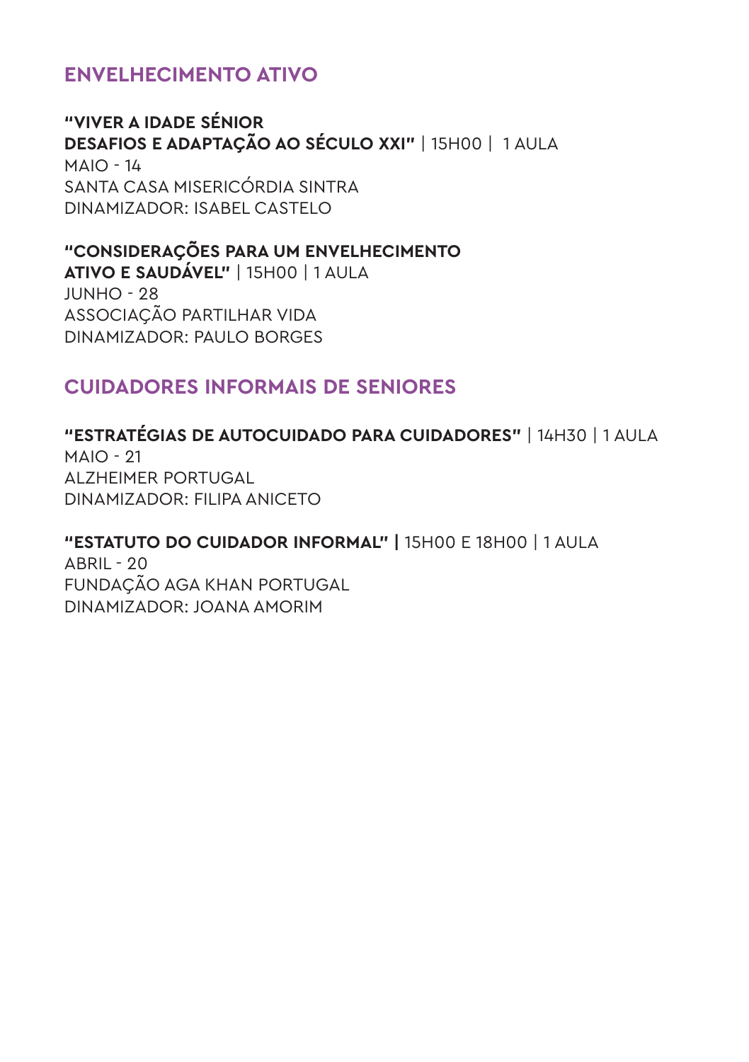## ENVELHECIMENTO ATIVO

**"VIVER A IDADE SÉNIOR**
**DESAFIOS E ADAPTAÇÃO AO SÉCULO XXI"** | 15H00 | 1 AULA
MAIO - 14
SANTA CASA MISERICÓRDIA SINTRA
DINAMIZADOR: ISABEL CASTELO

**"CONSIDERAÇÕES PARA UM ENVELHECIMENTO**
**ATIVO E SAUDÁVEL"** | 15H00 | 1 AULA
JUNHO - 28
ASSOCIAÇÃO PARTILHAR VIDA
DINAMIZADOR: PAULO BORGES

## CUIDADORES INFORMAIS DE SENIORES

**"ESTRATÉGIAS DE AUTOCUIDADO PARA CUIDADORES"** | 14H30 | 1 AULA
MAIO - 21
ALZHEIMER PORTUGAL
DINAMIZADOR: FILIPA ANICETO

**"ESTATUTO DO CUIDADOR INFORMAL" |** 15H00 E 18H00 | 1 AULA
ABRIL - 20
FUNDAÇÃO AGA KHAN PORTUGAL
DINAMIZADOR: JOANA AMORIM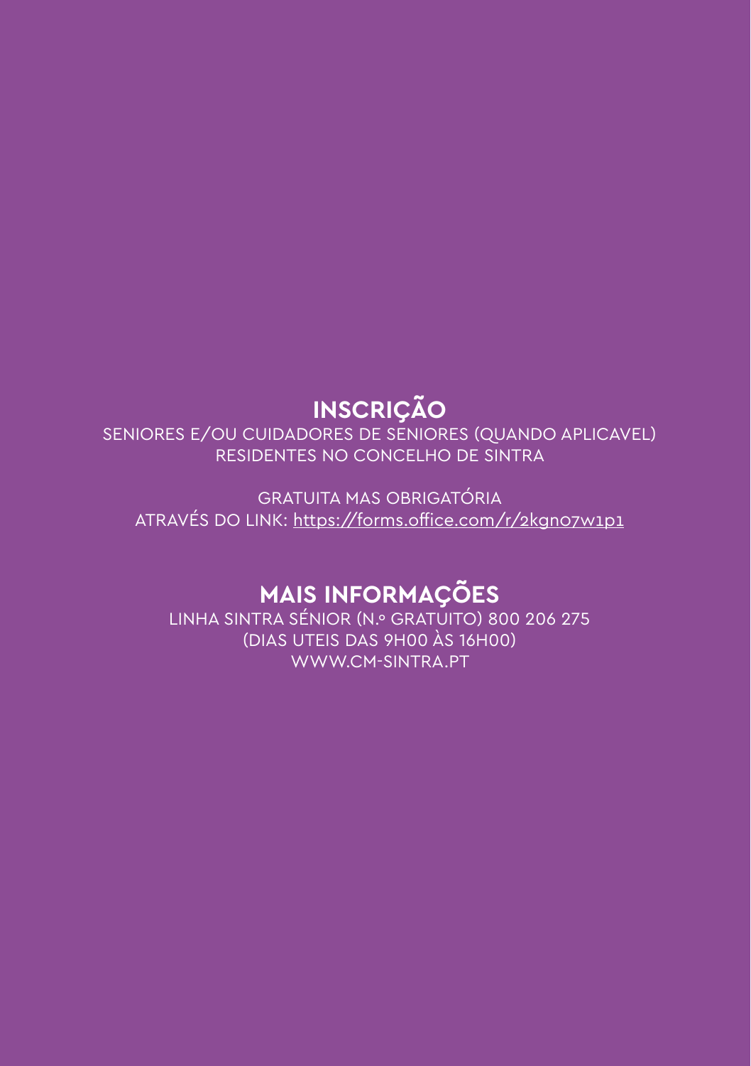## INSCRIÇÃO

SENIORES E/OU CUIDADORES DE SENIORES (QUANDO APLICAVEL)
RESIDENTES NO CONCELHO DE SINTRA

GRATUITA MAS OBRIGATÓRIA
ATRAVÉS DO LINK: https://forms.office.com/r/2kgno7w1p1

## MAIS INFORMAÇÕES

LINHA SINTRA SÉNIOR (N.º GRATUITO) 800 206 275
(DIAS UTEIS DAS 9H00 ÀS 16H00)
WWW.CM-SINTRA.PT